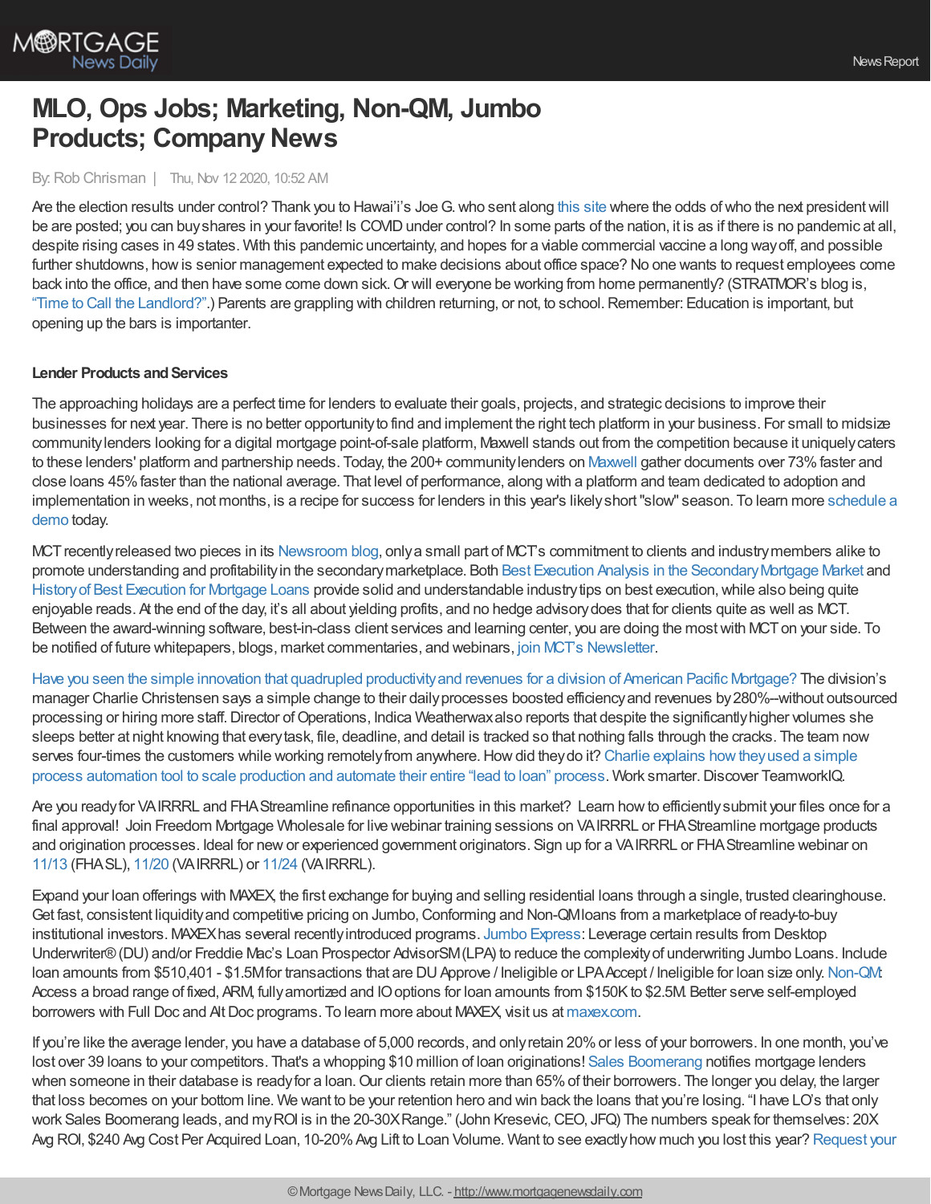# MLO, Ops Jobs; Marketing, Non-QM, Jumbo Products; Company News

By: Rob Chrisman | Thu, Nov 12 2020, 10:52 AM

Are the election results under control? Thank you to Hawai'i's Joe G. who sent along this site where the odds of who the next president will be are posted; you can buy shares in your favorite! Is COVID under control? In some parts of the nation, it is as if there is no pandemic at all, despite rising cases in 49 states. With this pandemic uncertainty, and hopes for a viable commercial vaccine a long way off, and possible further shutdowns, how is senior management expected to make decisions about office space? No one wants to request employees come back into the office, and then have some come down sick. Or will everyone be working from home permanently? (STRATMOR's blog is, "Time to Call the Landlord?".) Parents are grappling with children returning, or not, to school. Remember: Education is important, but opening up the bars is importanter.

**Lender Products and Services**

The approaching holidays are a perfect time for lenders to evaluate their goals, projects, and strategic decisions to improve their businesses for next year. There is no better opportunity to find and implement the right tech platform in your business. For small to midsize community lenders looking for a digital mortgage point-of-sale platform, Maxwell stands out from the competition because it uniquely caters to these lenders' platform and partnership needs. Today, the 200+ community lenders on Maxwell gather documents over 73% faster and close loans 45% faster than the national average. That level of performance, along with a platform and team dedicated to adoption and implementation in weeks, not months, is a recipe for success for lenders in this year's likely short "slow" season. To learn more schedule a demo today.

MCT recently released two pieces in its Newsroom blog, only a small part of MCT's commitment to clients and industry members alike to promote understanding and profitability in the secondary marketplace. Both Best Execution Analysis in the Secondary Mortgage Market and History of Best Execution for Mortgage Loans provide solid and understandable industry tips on best execution, while also being quite enjoyable reads. At the end of the day, it's all about yielding profits, and no hedge advisory does that for clients quite as well as MCT. Between the award-winning software, best-in-class client services and learning center, you are doing the most with MCT on your side. To be notified of future whitepapers, blogs, market commentaries, and webinars, join MCT's Newsletter.

Have you seen the simple innovation that quadrupled productivity and revenues for a division of American Pacific Mortgage? The division's manager Charlie Christensen says a simple change to their daily processes boosted efficiency and revenues by 280%--without outsourced processing or hiring more staff. Director of Operations, Indica Weatherwax also reports that despite the significantly higher volumes she sleeps better at night knowing that every task, file, deadline, and detail is tracked so that nothing falls through the cracks. The team now serves four-times the customers while working remotely from anywhere. How did they do it? Charlie explains how they used a simple process automation tool to scale production and automate their entire "lead to loan" process. Work smarter. Discover TeamworkIQ.

Are you ready for VA IRRRL and FHA Streamline refinance opportunities in this market? Learn how to efficiently submit your files once for a final approval! Join Freedom Mortgage Wholesale for live webinar training sessions on VA IRRRL or FHA Streamline mortgage products and origination processes. Ideal for new or experienced government originators. Sign up for a VA IRRRL or FHA Streamline webinar on 11/13 (FHA SL), 11/20 (VA IRRRL) or 11/24 (VA IRRRL).

Expand your loan offerings with MAXEX, the first exchange for buying and selling residential loans through a single, trusted clearinghouse. Get fast, consistent liquidity and competitive pricing on Jumbo, Conforming and Non-QM loans from a marketplace of ready-to-buy institutional investors. MAXEX has several recently introduced programs. Jumbo Express: Leverage certain results from Desktop Underwriter® (DU) and/or Freddie Mac's Loan Prospector AdvisorSM (LPA) to reduce the complexity of underwriting Jumbo Loans. Include loan amounts from $510,401 - $1.5M for transactions that are DU Approve / Ineligible or LPA Accept / Ineligible for loan size only. Non-QM: Access a broad range of fixed, ARM, fully amortized and IO options for loan amounts from $150K to $2.5M. Better serve self-employed borrowers with Full Doc and Alt Doc programs. To learn more about MAXEX, visit us at maxex.com.

If you're like the average lender, you have a database of 5,000 records, and only retain 20% or less of your borrowers. In one month, you've lost over 39 loans to your competitors. That's a whopping $10 million of loan originations! Sales Boomerang notifies mortgage lenders when someone in their database is ready for a loan. Our clients retain more than 65% of their borrowers. The longer you delay, the larger that loss becomes on your bottom line. We want to be your retention hero and win back the loans that you're losing. "I have LO's that only work Sales Boomerang leads, and my ROI is in the 20-30X Range." (John Kresevic, CEO, JFQ) The numbers speak for themselves: 20X Avg ROI, $240 Avg Cost Per Acquired Loan, 10-20% Avg Lift to Loan Volume. Want to see exactly how much you lost this year? Request your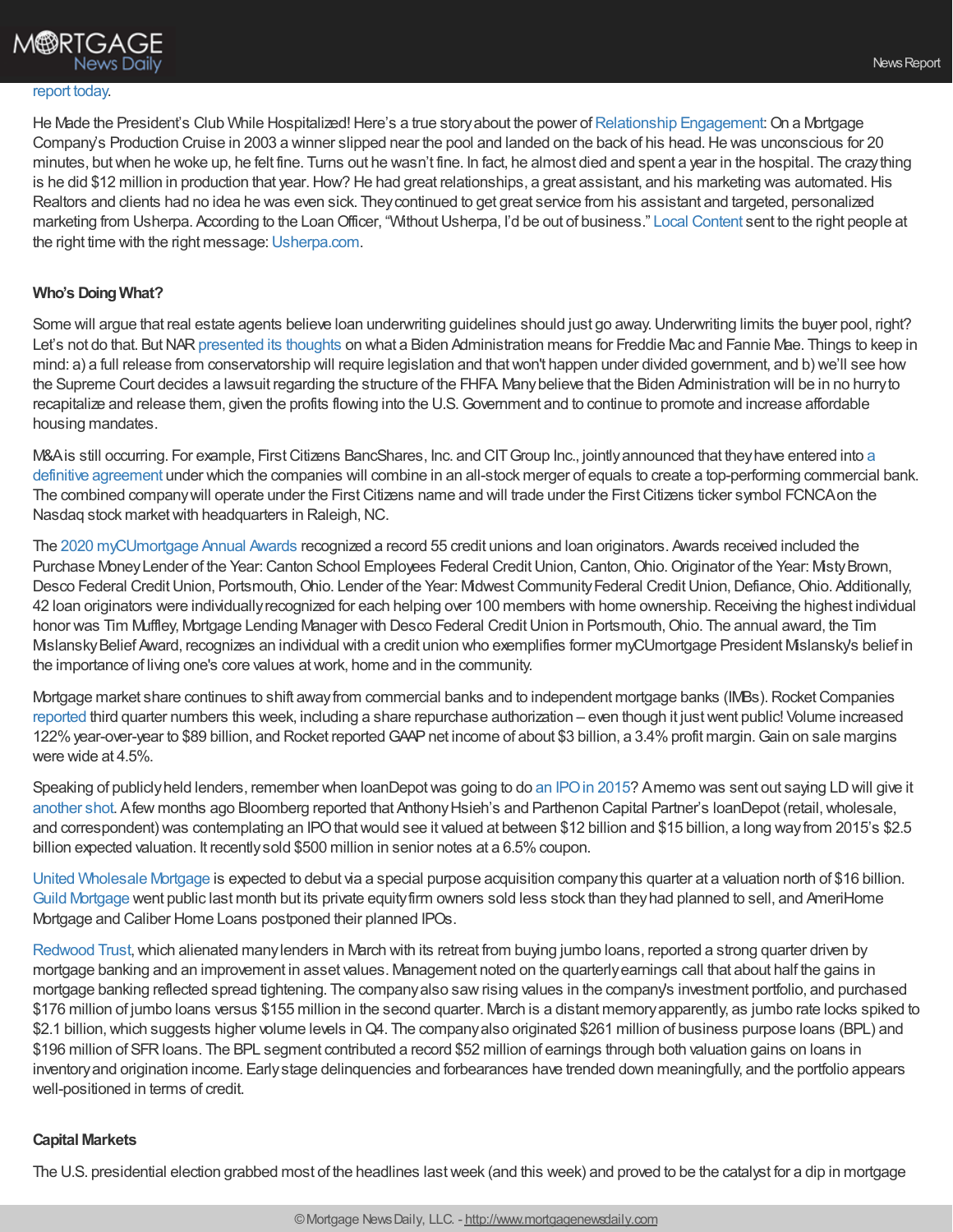report today.

He Made the President's Club While Hospitalized! Here's a true story about the power of Relationship Engagement: On a Mortgage Company's Production Cruise in 2003 a winner slipped near the pool and landed on the back of his head. He was unconscious for 20 minutes, but when he woke up, he felt fine. Turns out he wasn't fine. In fact, he almost died and spent a year in the hospital. The crazy thing is he did $12 million in production that year. How? He had great relationships, a great assistant, and his marketing was automated. His Realtors and clients had no idea he was even sick. They continued to get great service from his assistant and targeted, personalized marketing from Usherpa. According to the Loan Officer, "Without Usherpa, I'd be out of business." Local Content sent to the right people at the right time with the right message: Usherpa.com.

**Who's Doing What?**

Some will argue that real estate agents believe loan underwriting guidelines should just go away. Underwriting limits the buyer pool, right? Let's not do that. But NAR presented its thoughts on what a Biden Administration means for Freddie Mac and Fannie Mae. Things to keep in mind: a) a full release from conservatorship will require legislation and that won't happen under divided government, and b) we'll see how the Supreme Court decides a lawsuit regarding the structure of the FHFA. Many believe that the Biden Administration will be in no hurry to recapitalize and release them, given the profits flowing into the U.S. Government and to continue to promote and increase affordable housing mandates.

M&A is still occurring. For example, First Citizens BancShares, Inc. and CIT Group Inc., jointly announced that they have entered into a definitive agreement under which the companies will combine in an all-stock merger of equals to create a top-performing commercial bank. The combined company will operate under the First Citizens name and will trade under the First Citizens ticker symbol FCNCA on the Nasdaq stock market with headquarters in Raleigh, NC.

The 2020 myCUmortgage Annual Awards recognized a record 55 credit unions and loan originators. Awards received included the Purchase Money Lender of the Year: Canton School Employees Federal Credit Union, Canton, Ohio. Originator of the Year: Misty Brown, Desco Federal Credit Union, Portsmouth, Ohio. Lender of the Year: Midwest Community Federal Credit Union, Defiance, Ohio. Additionally, 42 loan originators were individually recognized for each helping over 100 members with home ownership. Receiving the highest individual honor was Tim Muffley, Mortgage Lending Manager with Desco Federal Credit Union in Portsmouth, Ohio. The annual award, the Tim Mislansky Belief Award, recognizes an individual with a credit union who exemplifies former myCUmortgage President Mislansky's belief in the importance of living one's core values at work, home and in the community.

Mortgage market share continues to shift away from commercial banks and to independent mortgage banks (IMBs). Rocket Companies reported third quarter numbers this week, including a share repurchase authorization – even though it just went public! Volume increased 122% year-over-year to $89 billion, and Rocket reported GAAP net income of about $3 billion, a 3.4% profit margin. Gain on sale margins were wide at 4.5%.

Speaking of publicly held lenders, remember when loanDepot was going to do an IPO in 2015? A memo was sent out saying LD will give it another shot. A few months ago Bloomberg reported that Anthony Hsieh's and Parthenon Capital Partner's loanDepot (retail, wholesale, and correspondent) was contemplating an IPO that would see it valued at between $12 billion and $15 billion, a long way from 2015's $2.5 billion expected valuation. It recently sold $500 million in senior notes at a 6.5% coupon.

United Wholesale Mortgage is expected to debut via a special purpose acquisition company this quarter at a valuation north of $16 billion. Guild Mortgage went public last month but its private equity firm owners sold less stock than they had planned to sell, and AmeriHome Mortgage and Caliber Home Loans postponed their planned IPOs.

Redwood Trust, which alienated many lenders in March with its retreat from buying jumbo loans, reported a strong quarter driven by mortgage banking and an improvement in asset values. Management noted on the quarterly earnings call that about half the gains in mortgage banking reflected spread tightening. The company also saw rising values in the company's investment portfolio, and purchased $176 million of jumbo loans versus $155 million in the second quarter. March is a distant memory apparently, as jumbo rate locks spiked to $2.1 billion, which suggests higher volume levels in Q4. The company also originated $261 million of business purpose loans (BPL) and $196 million of SFR loans. The BPL segment contributed a record $52 million of earnings through both valuation gains on loans in inventory and origination income. Early stage delinquencies and forbearances have trended down meaningfully, and the portfolio appears well-positioned in terms of credit.

**Capital Markets**

The U.S. presidential election grabbed most of the headlines last week (and this week) and proved to be the catalyst for a dip in mortgage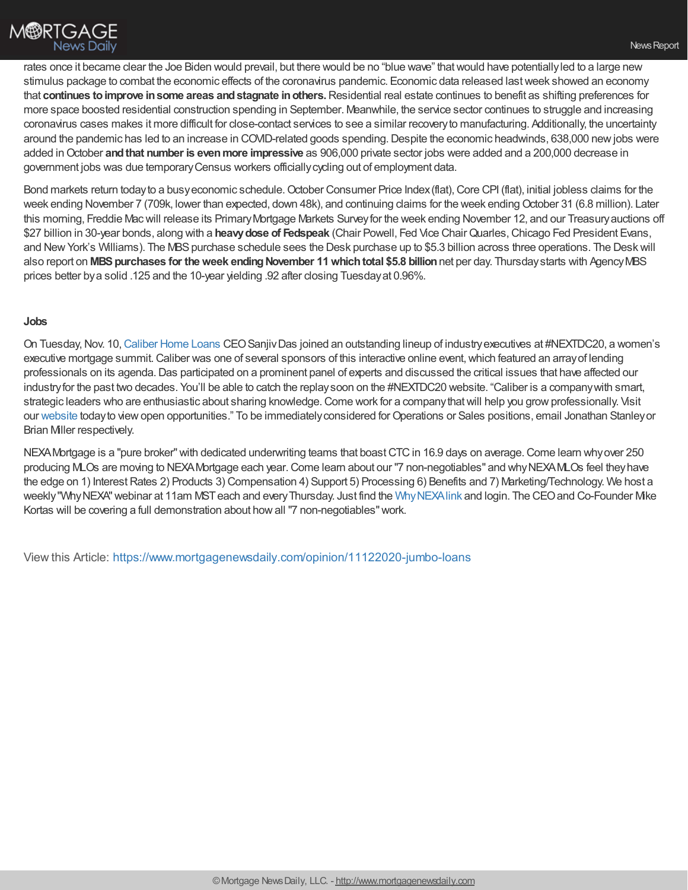rates once it became clear the Joe Biden would prevail, but there would be no "blue wave" that would have potentially led to a large new stimulus package to combat the economic effects of the coronavirus pandemic. Economic data released last week showed an economy that **continues to improve in some areas and stagnate in others.** Residential real estate continues to benefit as shifting preferences for more space boosted residential construction spending in September. Meanwhile, the service sector continues to struggle and increasing coronavirus cases makes it more difficult for close-contact services to see a similar recovery to manufacturing. Additionally, the uncertainty around the pandemic has led to an increase in COVID-related goods spending. Despite the economic headwinds, 638,000 new jobs were added in October **and that number is even more impressive** as 906,000 private sector jobs were added and a 200,000 decrease in government jobs was due temporary Census workers officially cycling out of employment data.

Bond markets return today to a busy economic schedule. October Consumer Price Index (flat), Core CPI (flat), initial jobless claims for the week ending November 7 (709k, lower than expected, down 48k), and continuing claims for the week ending October 31 (6.8 million). Later this morning, Freddie Mac will release its Primary Mortgage Markets Survey for the week ending November 12, and our Treasury auctions off $27 billion in 30-year bonds, along with a **heavy dose of Fedspeak** (Chair Powell, Fed Vice Chair Quarles, Chicago Fed President Evans, and New York's Williams). The MBS purchase schedule sees the Desk purchase up to $5.3 billion across three operations. The Desk will also report on **MBS purchases for the week ending November 11 which total $5.8 billion** net per day. Thursday starts with Agency MBS prices better by a solid .125 and the 10-year yielding .92 after closing Tuesday at 0.96%.

**Jobs**

On Tuesday, Nov. 10, Caliber Home Loans CEO Sanjiv Das joined an outstanding lineup of industry executives at #NEXTDC20, a women's executive mortgage summit. Caliber was one of several sponsors of this interactive online event, which featured an array of lending professionals on its agenda. Das participated on a prominent panel of experts and discussed the critical issues that have affected our industry for the past two decades. You'll be able to catch the replay soon on the #NEXTDC20 website. "Caliber is a company with smart, strategic leaders who are enthusiastic about sharing knowledge. Come work for a company that will help you grow professionally. Visit our website today to view open opportunities." To be immediately considered for Operations or Sales positions, email Jonathan Stanley or Brian Miller respectively.

NEXA Mortgage is a "pure broker" with dedicated underwriting teams that boast CTC in 16.9 days on average. Come learn why over 250 producing MLOs are moving to NEXA Mortgage each year. Come learn about our "7 non-negotiables" and why NEXA MLOs feel they have the edge on 1) Interest Rates 2) Products 3) Compensation 4) Support 5) Processing 6) Benefits and 7) Marketing/Technology. We host a weekly "Why NEXA" webinar at 11am MST each and every Thursday. Just find the Why NEXA link and login. The CEO and Co-Founder Mike Kortas will be covering a full demonstration about how all "7 non-negotiables" work.

View this Article: https://www.mortgagenewsdaily.com/opinion/11122020-jumbo-loans